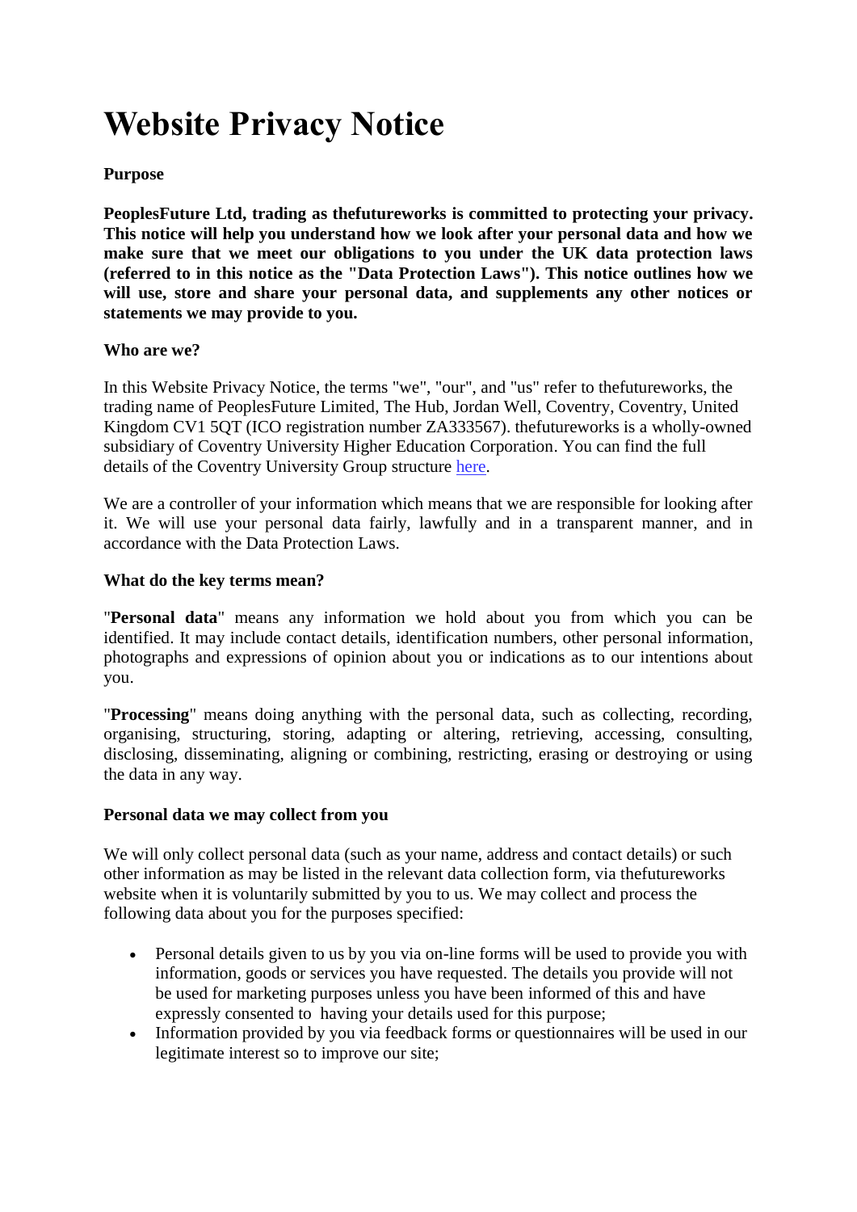# Website Privacy Notice

**Purpose**

**PeoplesFuture Ltd, trading as thefutureworks is committed to protecting your privacy. This notice will help you understand how we look after your personal data and how we make sure that we meet our obligations to you under the UK data protection laws (referred to in this notice as the "Data Protection Laws"). This notice outlines how we will use, store and share your personal data, and supplements any other notices or statements we may provide to you.**

**Who are we?**

In this Website Privacy Notice, the terms "we", "our", and "us" refer to thefutureworks, the trading name of PeoplesFuture Limited, The Hub, Jordan Well, Coventry, Coventry, United Kingdom CV1 5QT (ICO registration number ZA333567). thefutureworks is a wholly-owned subsidiary of Coventry University Higher Education Corporation. You can find the full details of the Coventry University Group structure here.

We are a controller of your information which means that we are responsible for looking after it. We will use your personal data fairly, lawfully and in a transparent manner, and in accordance with the Data Protection Laws.

**What do the key terms mean?**

"**Personal data**" means any information we hold about you from which you can be identified. It may include contact details, identification numbers, other personal information, photographs and expressions of opinion about you or indications as to our intentions about you.

"**Processing**" means doing anything with the personal data, such as collecting, recording, organising, structuring, storing, adapting or altering, retrieving, accessing, consulting, disclosing, disseminating, aligning or combining, restricting, erasing or destroying or using the data in any way.

**Personal data we may collect from you**

We will only collect personal data (such as your name, address and contact details) or such other information as may be listed in the relevant data collection form, via thefutureworks website when it is voluntarily submitted by you to us. We may collect and process the following data about you for the purposes specified:

- Personal details given to us by you via on-line forms will be used to provide you with information, goods or services you have requested. The details you provide will not be used for marketing purposes unless you have been informed of this and have expressly consented to having your details used for this purpose;
- Information provided by you via feedback forms or questionnaires will be used in our legitimate interest so to improve our site;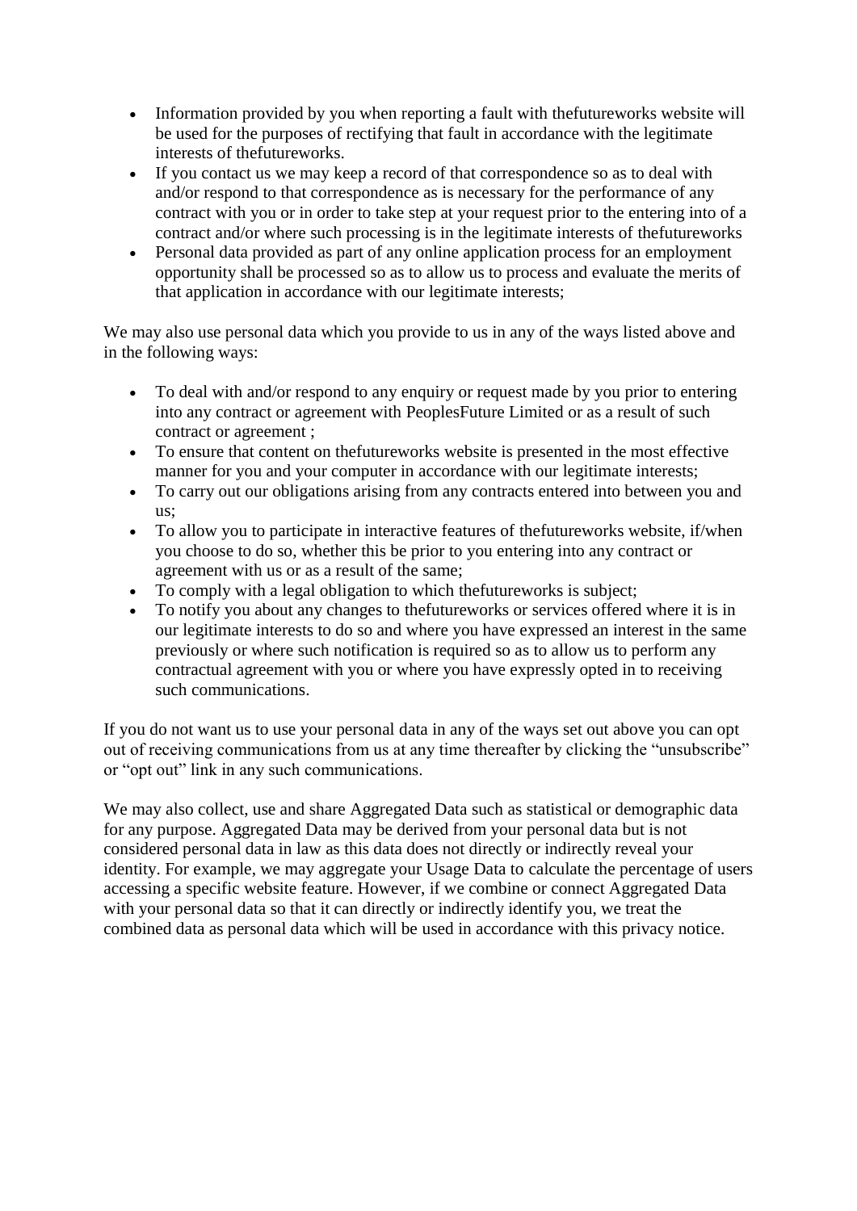- Information provided by you when reporting a fault with thefutureworks website will be used for the purposes of rectifying that fault in accordance with the legitimate interests of thefutureworks.
- If you contact us we may keep a record of that correspondence so as to deal with and/or respond to that correspondence as is necessary for the performance of any contract with you or in order to take step at your request prior to the entering into of a contract and/or where such processing is in the legitimate interests of thefutureworks
- Personal data provided as part of any online application process for an employment opportunity shall be processed so as to allow us to process and evaluate the merits of that application in accordance with our legitimate interests;

We may also use personal data which you provide to us in any of the ways listed above and in the following ways:

- To deal with and/or respond to any enquiry or request made by you prior to entering into any contract or agreement with PeoplesFuture Limited or as a result of such contract or agreement ;
- To ensure that content on thefutureworks website is presented in the most effective manner for you and your computer in accordance with our legitimate interests;
- To carry out our obligations arising from any contracts entered into between you and us;
- To allow you to participate in interactive features of thefutureworks website, if/when you choose to do so, whether this be prior to you entering into any contract or agreement with us or as a result of the same;
- To comply with a legal obligation to which thefutureworks is subject;
- To notify you about any changes to thefutureworks or services offered where it is in our legitimate interests to do so and where you have expressed an interest in the same previously or where such notification is required so as to allow us to perform any contractual agreement with you or where you have expressly opted in to receiving such communications.

If you do not want us to use your personal data in any of the ways set out above you can opt out of receiving communications from us at any time thereafter by clicking the "unsubscribe" or "opt out" link in any such communications.

We may also collect, use and share Aggregated Data such as statistical or demographic data for any purpose. Aggregated Data may be derived from your personal data but is not considered personal data in law as this data does not directly or indirectly reveal your identity. For example, we may aggregate your Usage Data to calculate the percentage of users accessing a specific website feature. However, if we combine or connect Aggregated Data with your personal data so that it can directly or indirectly identify you, we treat the combined data as personal data which will be used in accordance with this privacy notice.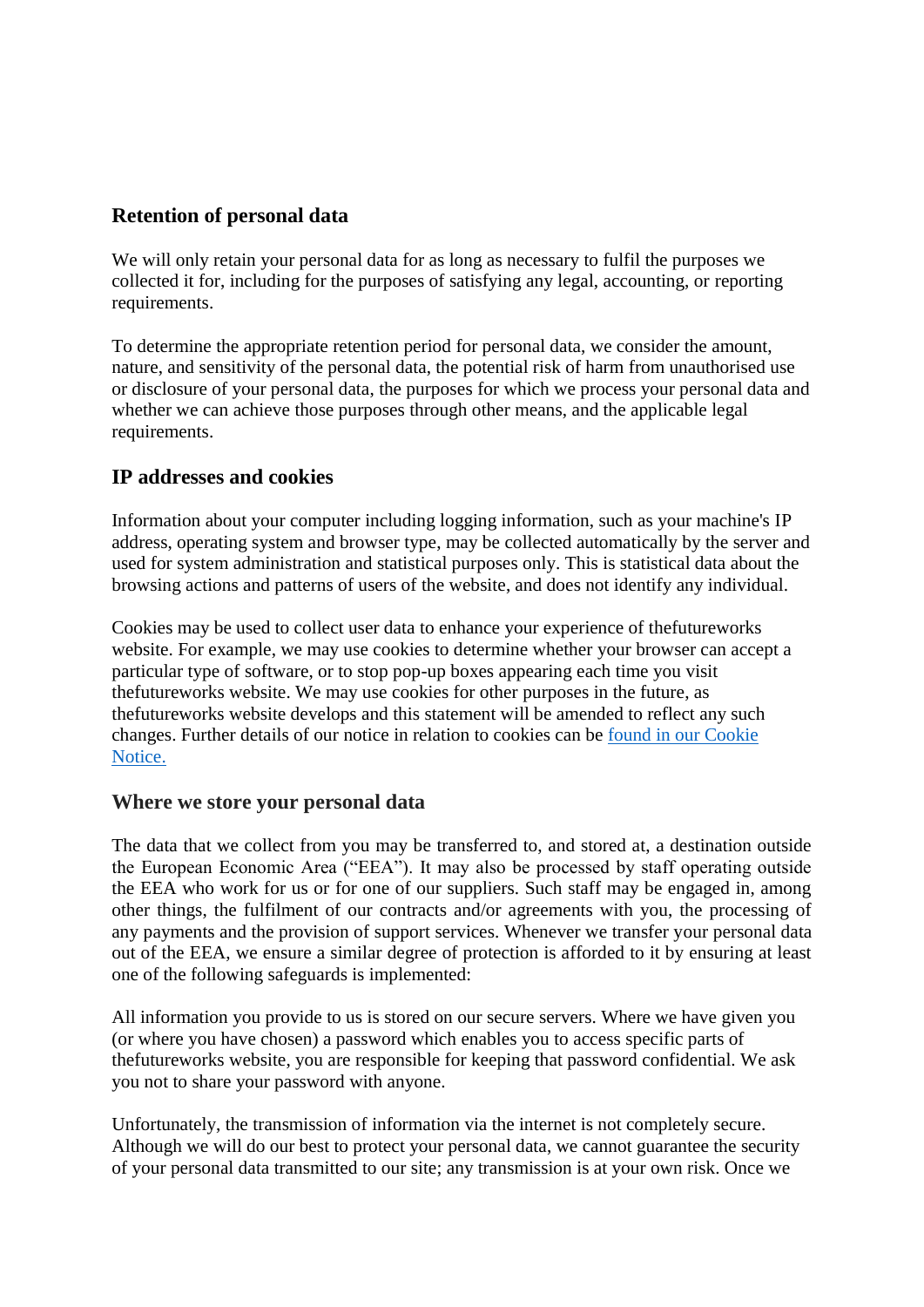## Retention of personal data

We will only retain your personal data for as long as necessary to fulfil the purposes we collected it for, including for the purposes of satisfying any legal, accounting, or reporting requirements.

To determine the appropriate retention period for personal data, we consider the amount, nature, and sensitivity of the personal data, the potential risk of harm from unauthorised use or disclosure of your personal data, the purposes for which we process your personal data and whether we can achieve those purposes through other means, and the applicable legal requirements.

## IP addresses and cookies

Information about your computer including logging information, such as your machine's IP address, operating system and browser type, may be collected automatically by the server and used for system administration and statistical purposes only. This is statistical data about the browsing actions and patterns of users of the website, and does not identify any individual.

Cookies may be used to collect user data to enhance your experience of thefutureworks website. For example, we may use cookies to determine whether your browser can accept a particular type of software, or to stop pop-up boxes appearing each time you visit thefutureworks website. We may use cookies for other purposes in the future, as thefutureworks website develops and this statement will be amended to reflect any such changes. Further details of our notice in relation to cookies can be found in our Cookie Notice.

## Where we store your personal data

The data that we collect from you may be transferred to, and stored at, a destination outside the European Economic Area ("EEA"). It may also be processed by staff operating outside the EEA who work for us or for one of our suppliers. Such staff may be engaged in, among other things, the fulfilment of our contracts and/or agreements with you, the processing of any payments and the provision of support services. Whenever we transfer your personal data out of the EEA, we ensure a similar degree of protection is afforded to it by ensuring at least one of the following safeguards is implemented:

All information you provide to us is stored on our secure servers. Where we have given you (or where you have chosen) a password which enables you to access specific parts of thefutureworks website, you are responsible for keeping that password confidential. We ask you not to share your password with anyone.

Unfortunately, the transmission of information via the internet is not completely secure. Although we will do our best to protect your personal data, we cannot guarantee the security of your personal data transmitted to our site; any transmission is at your own risk. Once we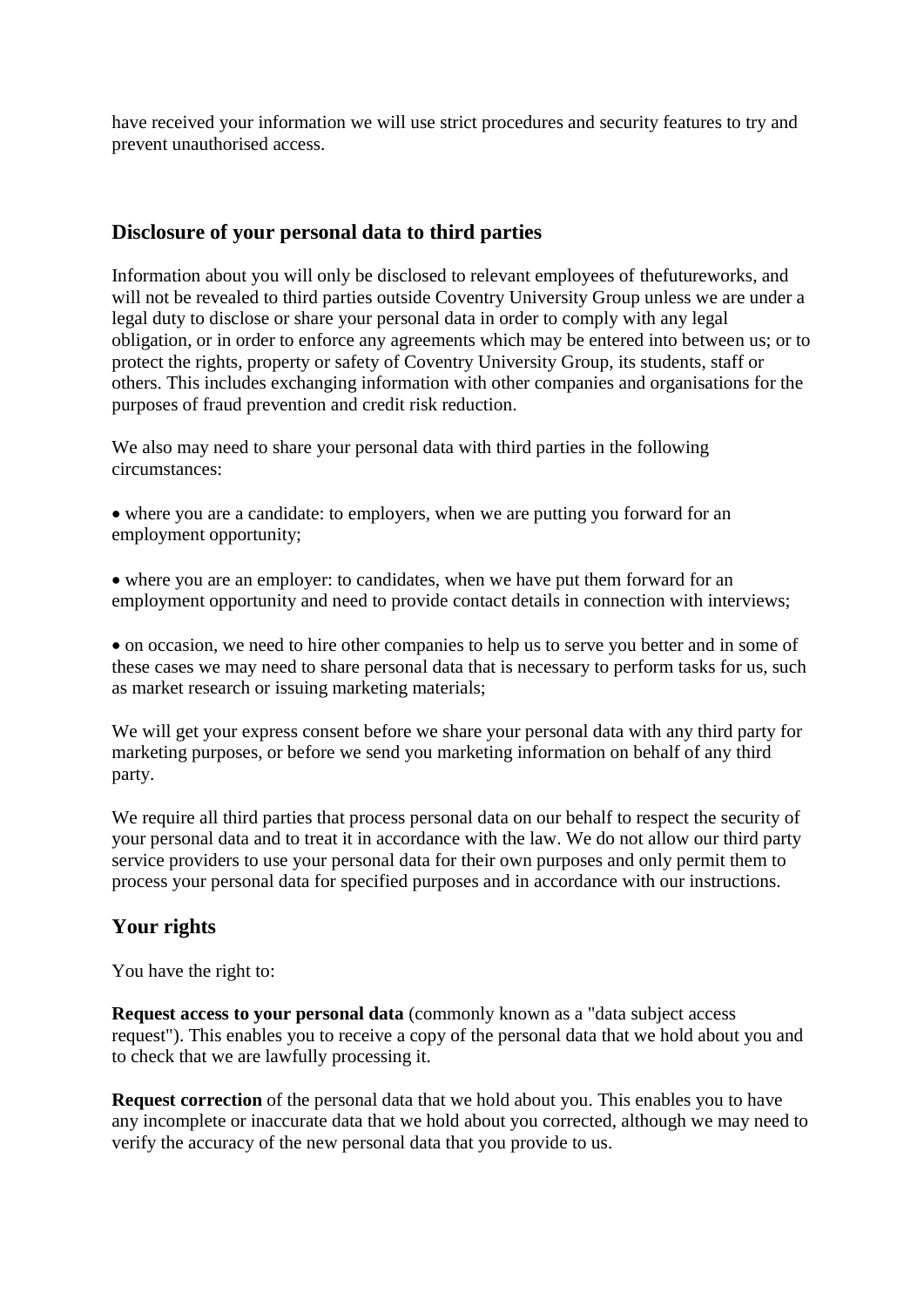have received your information we will use strict procedures and security features to try and prevent unauthorised access.

## Disclosure of your personal data to third parties

Information about you will only be disclosed to relevant employees of thefutureworks, and will not be revealed to third parties outside Coventry University Group unless we are under a legal duty to disclose or share your personal data in order to comply with any legal obligation, or in order to enforce any agreements which may be entered into between us; or to protect the rights, property or safety of Coventry University Group, its students, staff or others. This includes exchanging information with other companies and organisations for the purposes of fraud prevention and credit risk reduction.

We also may need to share your personal data with third parties in the following circumstances:

- where you are a candidate: to employers, when we are putting you forward for an employment opportunity;

- where you are an employer: to candidates, when we have put them forward for an employment opportunity and need to provide contact details in connection with interviews;

- on occasion, we need to hire other companies to help us to serve you better and in some of these cases we may need to share personal data that is necessary to perform tasks for us, such as market research or issuing marketing materials;

We will get your express consent before we share your personal data with any third party for marketing purposes, or before we send you marketing information on behalf of any third party.

We require all third parties that process personal data on our behalf to respect the security of your personal data and to treat it in accordance with the law. We do not allow our third party service providers to use your personal data for their own purposes and only permit them to process your personal data for specified purposes and in accordance with our instructions.

## Your rights

You have the right to:

**Request access to your personal data** (commonly known as a "data subject access request"). This enables you to receive a copy of the personal data that we hold about you and to check that we are lawfully processing it.

**Request correction** of the personal data that we hold about you. This enables you to have any incomplete or inaccurate data that we hold about you corrected, although we may need to verify the accuracy of the new personal data that you provide to us.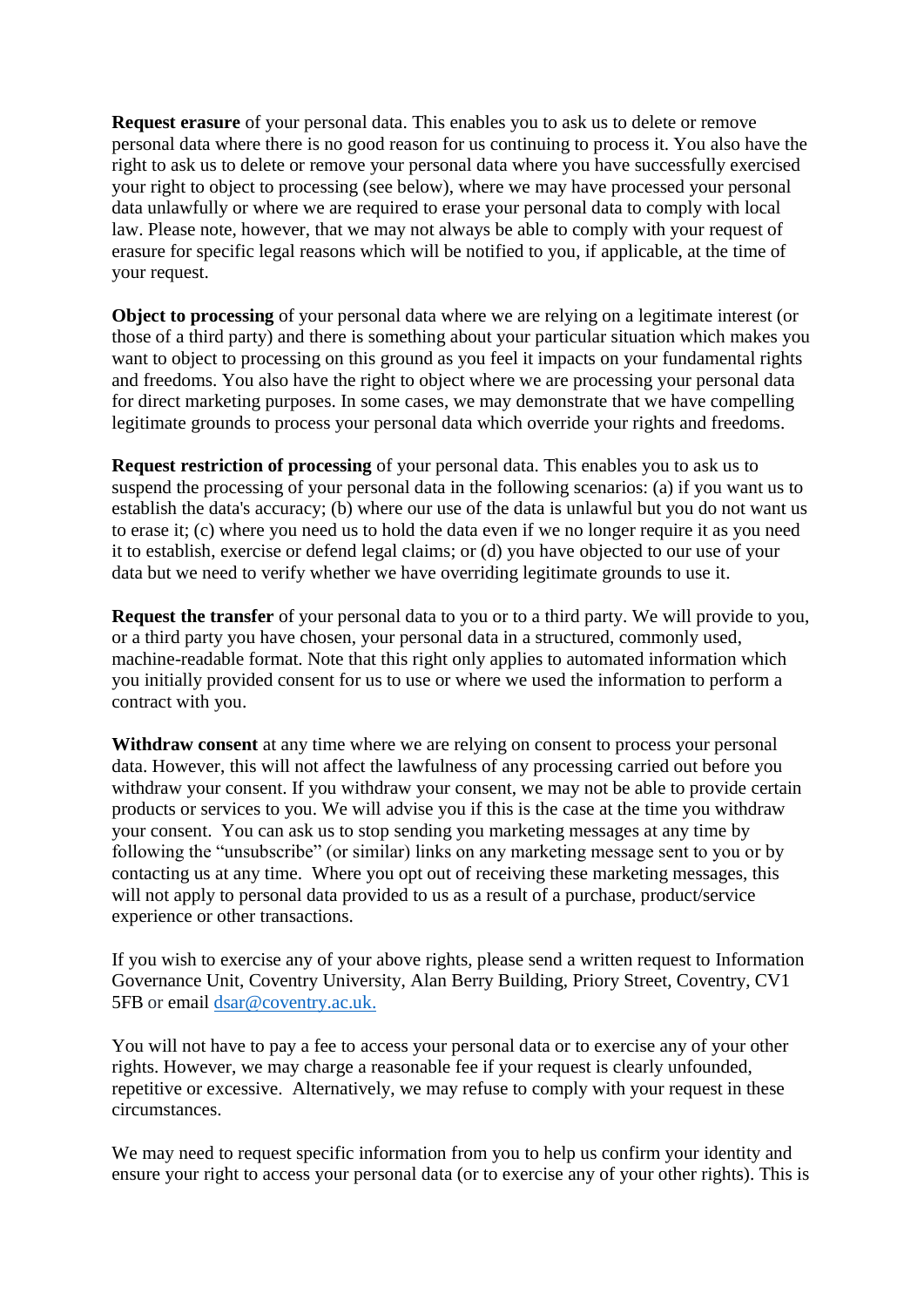**Request erasure** of your personal data. This enables you to ask us to delete or remove personal data where there is no good reason for us continuing to process it. You also have the right to ask us to delete or remove your personal data where you have successfully exercised your right to object to processing (see below), where we may have processed your personal data unlawfully or where we are required to erase your personal data to comply with local law. Please note, however, that we may not always be able to comply with your request of erasure for specific legal reasons which will be notified to you, if applicable, at the time of your request.

**Object to processing** of your personal data where we are relying on a legitimate interest (or those of a third party) and there is something about your particular situation which makes you want to object to processing on this ground as you feel it impacts on your fundamental rights and freedoms. You also have the right to object where we are processing your personal data for direct marketing purposes. In some cases, we may demonstrate that we have compelling legitimate grounds to process your personal data which override your rights and freedoms.

**Request restriction of processing** of your personal data. This enables you to ask us to suspend the processing of your personal data in the following scenarios: (a) if you want us to establish the data's accuracy; (b) where our use of the data is unlawful but you do not want us to erase it; (c) where you need us to hold the data even if we no longer require it as you need it to establish, exercise or defend legal claims; or (d) you have objected to our use of your data but we need to verify whether we have overriding legitimate grounds to use it.

**Request the transfer** of your personal data to you or to a third party. We will provide to you, or a third party you have chosen, your personal data in a structured, commonly used, machine-readable format. Note that this right only applies to automated information which you initially provided consent for us to use or where we used the information to perform a contract with you.

**Withdraw consent** at any time where we are relying on consent to process your personal data. However, this will not affect the lawfulness of any processing carried out before you withdraw your consent. If you withdraw your consent, we may not be able to provide certain products or services to you. We will advise you if this is the case at the time you withdraw your consent. You can ask us to stop sending you marketing messages at any time by following the "unsubscribe" (or similar) links on any marketing message sent to you or by contacting us at any time. Where you opt out of receiving these marketing messages, this will not apply to personal data provided to us as a result of a purchase, product/service experience or other transactions.

If you wish to exercise any of your above rights, please send a written request to Information Governance Unit, Coventry University, Alan Berry Building, Priory Street, Coventry, CV1 5FB or email dsar@coventry.ac.uk.

You will not have to pay a fee to access your personal data or to exercise any of your other rights. However, we may charge a reasonable fee if your request is clearly unfounded, repetitive or excessive. Alternatively, we may refuse to comply with your request in these circumstances.

We may need to request specific information from you to help us confirm your identity and ensure your right to access your personal data (or to exercise any of your other rights). This is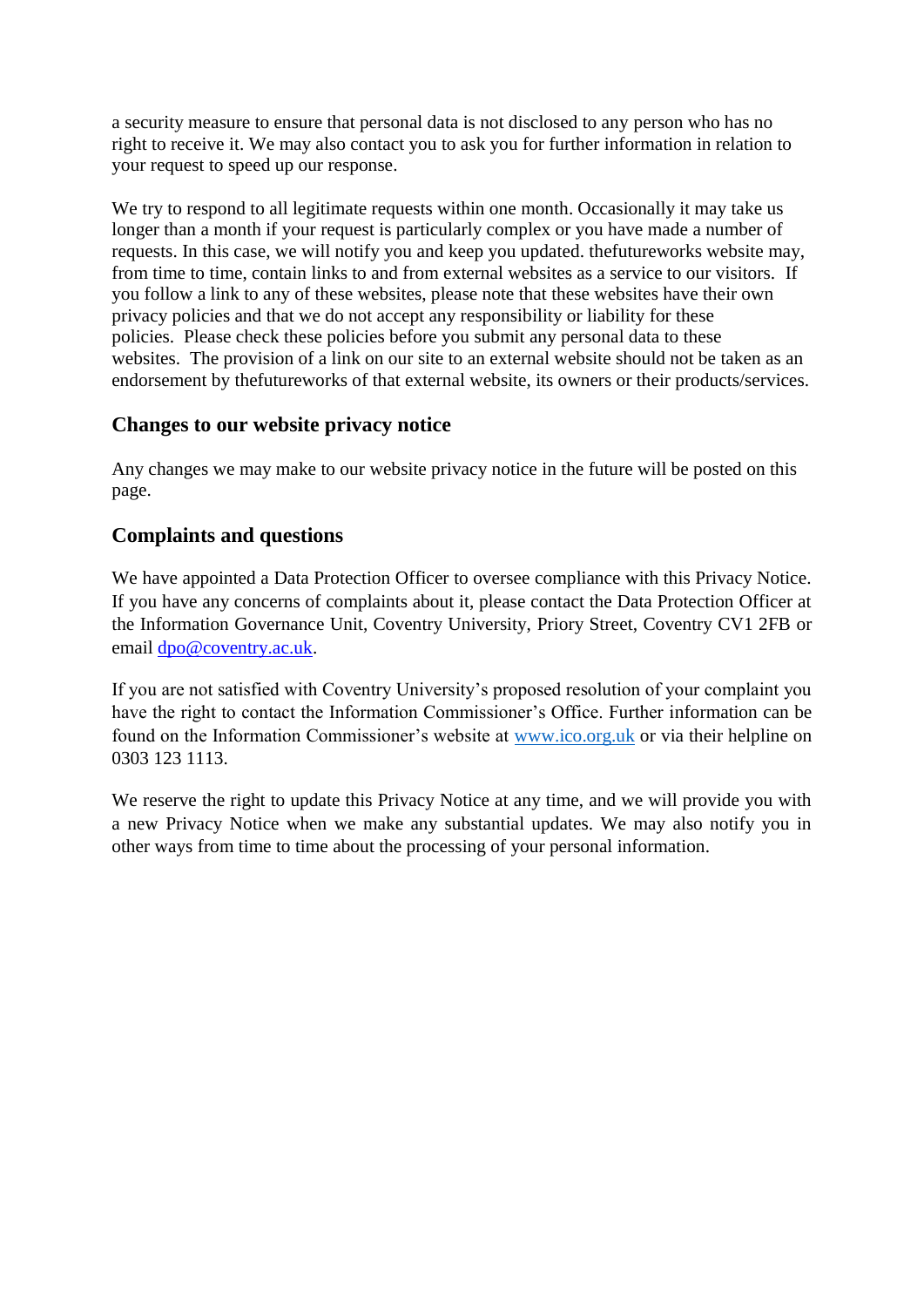a security measure to ensure that personal data is not disclosed to any person who has no right to receive it. We may also contact you to ask you for further information in relation to your request to speed up our response.

We try to respond to all legitimate requests within one month. Occasionally it may take us longer than a month if your request is particularly complex or you have made a number of requests. In this case, we will notify you and keep you updated. thefutureworks website may, from time to time, contain links to and from external websites as a service to our visitors. If you follow a link to any of these websites, please note that these websites have their own privacy policies and that we do not accept any responsibility or liability for these policies. Please check these policies before you submit any personal data to these websites. The provision of a link on our site to an external website should not be taken as an endorsement by thefutureworks of that external website, its owners or their products/services.

## Changes to our website privacy notice

Any changes we may make to our website privacy notice in the future will be posted on this page.

## Complaints and questions

We have appointed a Data Protection Officer to oversee compliance with this Privacy Notice. If you have any concerns of complaints about it, please contact the Data Protection Officer at the Information Governance Unit, Coventry University, Priory Street, Coventry CV1 2FB or email [dpo@coventry.ac.uk](mailto:dpo@coventry.ac.uk).

If you are not satisfied with Coventry University's proposed resolution of your complaint you have the right to contact the Information Commissioner's Office. Further information can be found on the Information Commissioner's website at [www.ico.org.uk](http://www.ico.org.uk) or via their helpline on 0303 123 1113.

We reserve the right to update this Privacy Notice at any time, and we will provide you with a new Privacy Notice when we make any substantial updates. We may also notify you in other ways from time to time about the processing of your personal information.